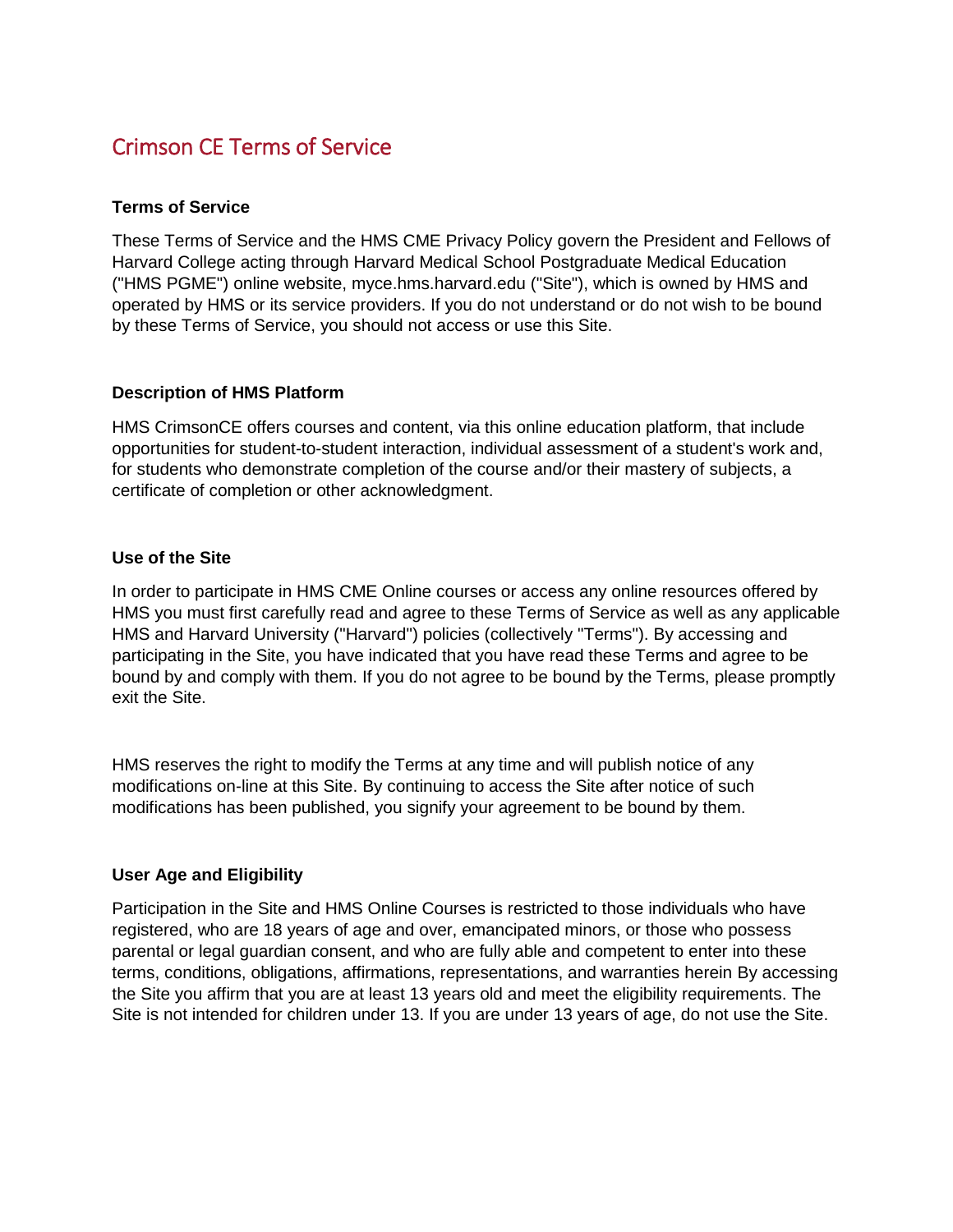# Crimson CE Terms of Service

### Terms of Service

These Terms of Service and the HMS CME Privacy Policy govern the President and Fellows of Harvard College acting through Harvard Medical School Postgraduate Medical Education ("HMS PGME") online website, myce.hms.harvard.edu ("Site"), which is owned by HMS and operated by HMS or its service providers. If you do not understand or do not wish to be bound by these Terms of Service, you should not access or use this Site.

### Description of HMS Platform

HMS CrimsonCE offers courses and content, via this online education platform, that include opportunities for student-to-student interaction, individual assessment of a student's work and, for students who demonstrate completion of the course and/or their mastery of subjects, a certificate of completion or other acknowledgment.

### Use of the Site

In order to participate in HMS CME Online courses or access any online resources offered by HMS you must first carefully read and agree to these Terms of Service as well as any applicable HMS and Harvard University ("Harvard") policies (collectively "Terms"). By accessing and participating in the Site, you have indicated that you have read these Terms and agree to be bound by and comply with them. If you do not agree to be bound by the Terms, please promptly exit the Site.

HMS reserves the right to modify the Terms at any time and will publish notice of any modifications on-line at this Site. By continuing to access the Site after notice of such modifications has been published, you signify your agreement to be bound by them.

### User Age and Eligibility

Participation in the Site and HMS Online Courses is restricted to those individuals who have registered, who are 18 years of age and over, emancipated minors, or those who possess parental or legal guardian consent, and who are fully able and competent to enter into these terms, conditions, obligations, affirmations, representations, and warranties herein By accessing the Site you affirm that you are at least 13 years old and meet the eligibility requirements. The Site is not intended for children under 13. If you are under 13 years of age, do not use the Site.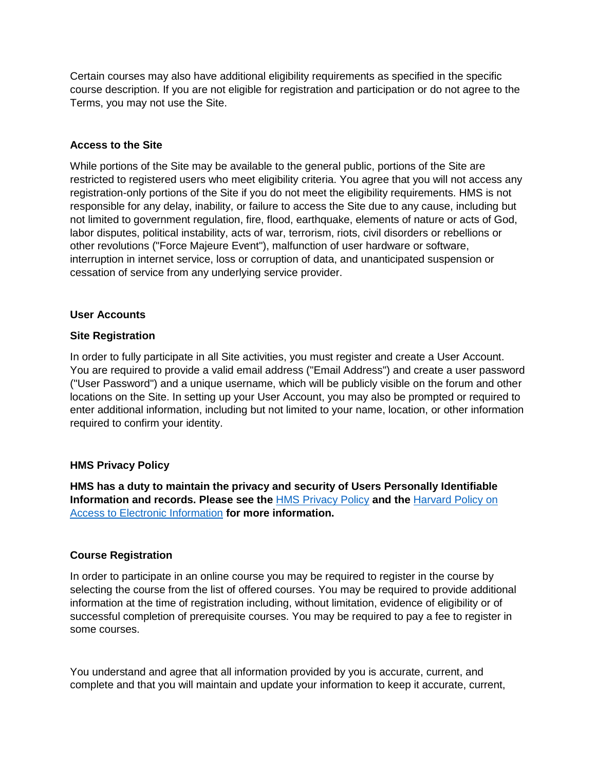Certain courses may also have additional eligibility requirements as specified in the specific course description. If you are not eligible for registration and participation or do not agree to the Terms, you may not use the Site.

**Access to the Site**

While portions of the Site may be available to the general public, portions of the Site are restricted to registered users who meet eligibility criteria. You agree that you will not access any registration-only portions of the Site if you do not meet the eligibility requirements. HMS is not responsible for any delay, inability, or failure to access the Site due to any cause, including but not limited to government regulation, fire, flood, earthquake, elements of nature or acts of God, labor disputes, political instability, acts of war, terrorism, riots, civil disorders or rebellions or other revolutions ("Force Majeure Event"), malfunction of user hardware or software, interruption in internet service, loss or corruption of data, and unanticipated suspension or cessation of service from any underlying service provider.

**User Accounts**

**Site Registration**

In order to fully participate in all Site activities, you must register and create a User Account. You are required to provide a valid email address ("Email Address") and create a user password ("User Password") and a unique username, which will be publicly visible on the forum and other locations on the Site. In setting up your User Account, you may also be prompted or required to enter additional information, including but not limited to your name, location, or other information required to confirm your identity.

**HMS Privacy Policy**

**HMS has a duty to maintain the privacy and security of Users Personally Identifiable Information and records. Please see the** HMS Privacy Policy **and the** Harvard Policy on Access to Electronic Information **for more information.**

**Course Registration**

In order to participate in an online course you may be required to register in the course by selecting the course from the list of offered courses. You may be required to provide additional information at the time of registration including, without limitation, evidence of eligibility or of successful completion of prerequisite courses. You may be required to pay a fee to register in some courses.

You understand and agree that all information provided by you is accurate, current, and complete and that you will maintain and update your information to keep it accurate, current,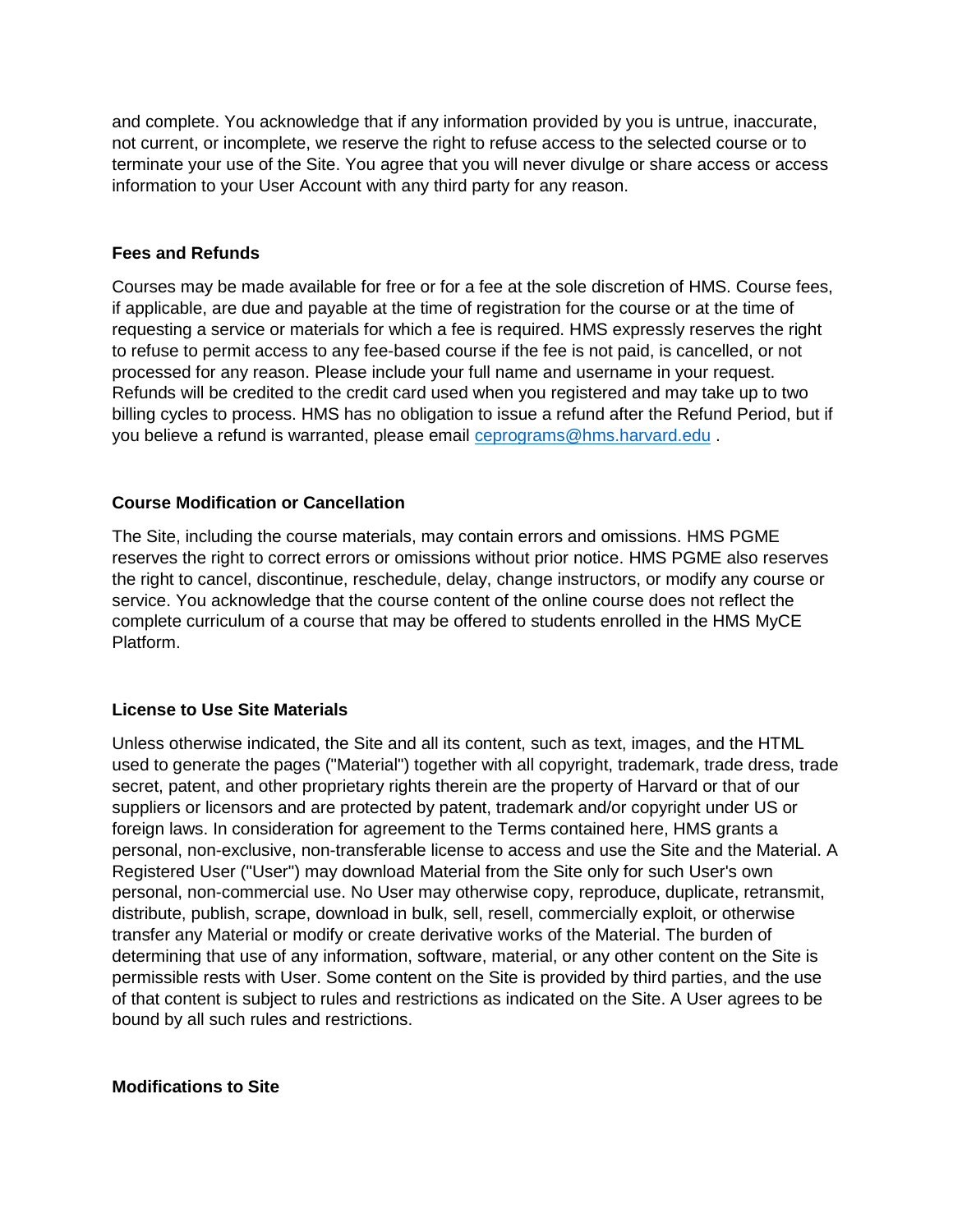and complete. You acknowledge that if any information provided by you is untrue, inaccurate, not current, or incomplete, we reserve the right to refuse access to the selected course or to terminate your use of the Site. You agree that you will never divulge or share access or access information to your User Account with any third party for any reason.

**Fees and Refunds**

Courses may be made available for free or for a fee at the sole discretion of HMS. Course fees, if applicable, are due and payable at the time of registration for the course or at the time of requesting a service or materials for which a fee is required. HMS expressly reserves the right to refuse to permit access to any fee-based course if the fee is not paid, is cancelled, or not processed for any reason. Please include your full name and username in your request. Refunds will be credited to the credit card used when you registered and may take up to two billing cycles to process. HMS has no obligation to issue a refund after the Refund Period, but if you believe a refund is warranted, please email [ceprograms@hms.harvard.edu](mailto:ceprograms@hms.harvard.edu) .

**Course Modification or Cancellation**

The Site, including the course materials, may contain errors and omissions. HMS PGME reserves the right to correct errors or omissions without prior notice. HMS PGME also reserves the right to cancel, discontinue, reschedule, delay, change instructors, or modify any course or service. You acknowledge that the course content of the online course does not reflect the complete curriculum of a course that may be offered to students enrolled in the HMS MyCE Platform.

**License to Use Site Materials**

Unless otherwise indicated, the Site and all its content, such as text, images, and the HTML used to generate the pages ("Material") together with all copyright, trademark, trade dress, trade secret, patent, and other proprietary rights therein are the property of Harvard or that of our suppliers or licensors and are protected by patent, trademark and/or copyright under US or foreign laws. In consideration for agreement to the Terms contained here, HMS grants a personal, non-exclusive, non-transferable license to access and use the Site and the Material. A Registered User ("User") may download Material from the Site only for such User's own personal, non-commercial use. No User may otherwise copy, reproduce, duplicate, retransmit, distribute, publish, scrape, download in bulk, sell, resell, commercially exploit, or otherwise transfer any Material or modify or create derivative works of the Material. The burden of determining that use of any information, software, material, or any other content on the Site is permissible rests with User. Some content on the Site is provided by third parties, and the use of that content is subject to rules and restrictions as indicated on the Site. A User agrees to be bound by all such rules and restrictions.

**Modifications to Site**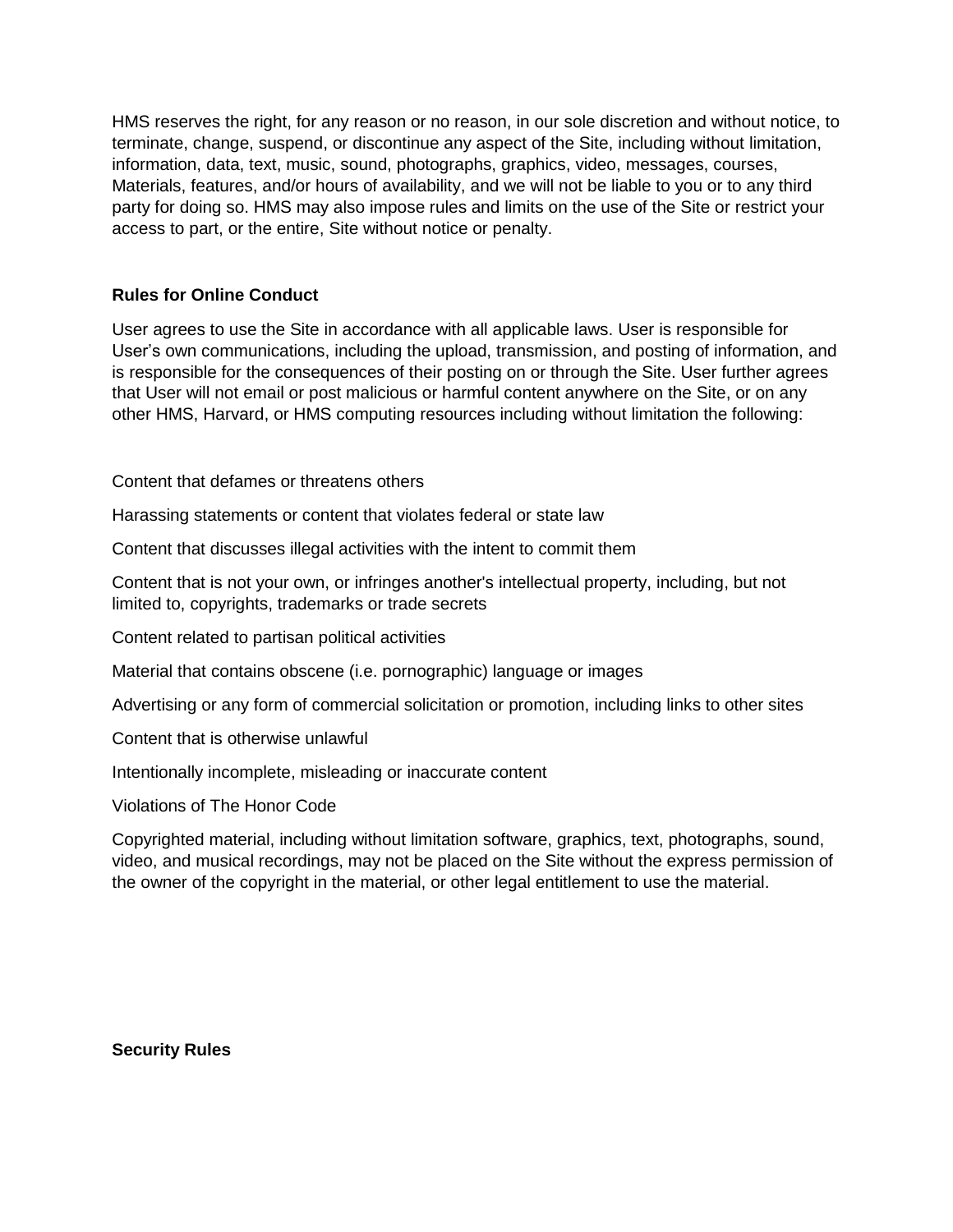HMS reserves the right, for any reason or no reason, in our sole discretion and without notice, to terminate, change, suspend, or discontinue any aspect of the Site, including without limitation, information, data, text, music, sound, photographs, graphics, video, messages, courses, Materials, features, and/or hours of availability, and we will not be liable to you or to any third party for doing so. HMS may also impose rules and limits on the use of the Site or restrict your access to part, or the entire, Site without notice or penalty.

**Rules for Online Conduct**

User agrees to use the Site in accordance with all applicable laws. User is responsible for User's own communications, including the upload, transmission, and posting of information, and is responsible for the consequences of their posting on or through the Site. User further agrees that User will not email or post malicious or harmful content anywhere on the Site, or on any other HMS, Harvard, or HMS computing resources including without limitation the following:

Content that defames or threatens others

Harassing statements or content that violates federal or state law

Content that discusses illegal activities with the intent to commit them

Content that is not your own, or infringes another's intellectual property, including, but not limited to, copyrights, trademarks or trade secrets

Content related to partisan political activities

Material that contains obscene (i.e. pornographic) language or images

Advertising or any form of commercial solicitation or promotion, including links to other sites

Content that is otherwise unlawful

Intentionally incomplete, misleading or inaccurate content

Violations of The Honor Code

Copyrighted material, including without limitation software, graphics, text, photographs, sound, video, and musical recordings, may not be placed on the Site without the express permission of the owner of the copyright in the material, or other legal entitlement to use the material.

**Security Rules**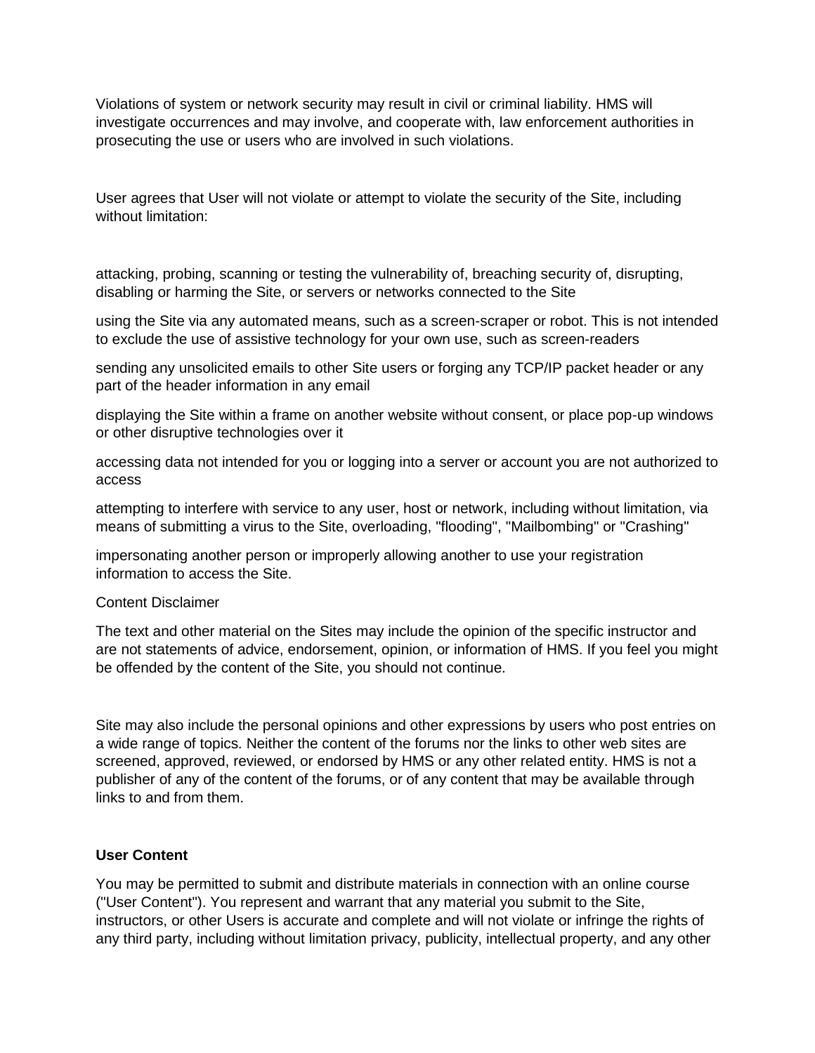Violations of system or network security may result in civil or criminal liability. HMS will investigate occurrences and may involve, and cooperate with, law enforcement authorities in prosecuting the use or users who are involved in such violations.

User agrees that User will not violate or attempt to violate the security of the Site, including without limitation:

attacking, probing, scanning or testing the vulnerability of, breaching security of, disrupting, disabling or harming the Site, or servers or networks connected to the Site

using the Site via any automated means, such as a screen-scraper or robot. This is not intended to exclude the use of assistive technology for your own use, such as screen-readers

sending any unsolicited emails to other Site users or forging any TCP/IP packet header or any part of the header information in any email

displaying the Site within a frame on another website without consent, or place pop-up windows or other disruptive technologies over it

accessing data not intended for you or logging into a server or account you are not authorized to access

attempting to interfere with service to any user, host or network, including without limitation, via means of submitting a virus to the Site, overloading, "flooding", "Mailbombing" or "Crashing"

impersonating another person or improperly allowing another to use your registration information to access the Site.

Content Disclaimer

The text and other material on the Sites may include the opinion of the specific instructor and are not statements of advice, endorsement, opinion, or information of HMS. If you feel you might be offended by the content of the Site, you should not continue.

Site may also include the personal opinions and other expressions by users who post entries on a wide range of topics. Neither the content of the forums nor the links to other web sites are screened, approved, reviewed, or endorsed by HMS or any other related entity. HMS is not a publisher of any of the content of the forums, or of any content that may be available through links to and from them.

**User Content**

You may be permitted to submit and distribute materials in connection with an online course ("User Content"). You represent and warrant that any material you submit to the Site, instructors, or other Users is accurate and complete and will not violate or infringe the rights of any third party, including without limitation privacy, publicity, intellectual property, and any other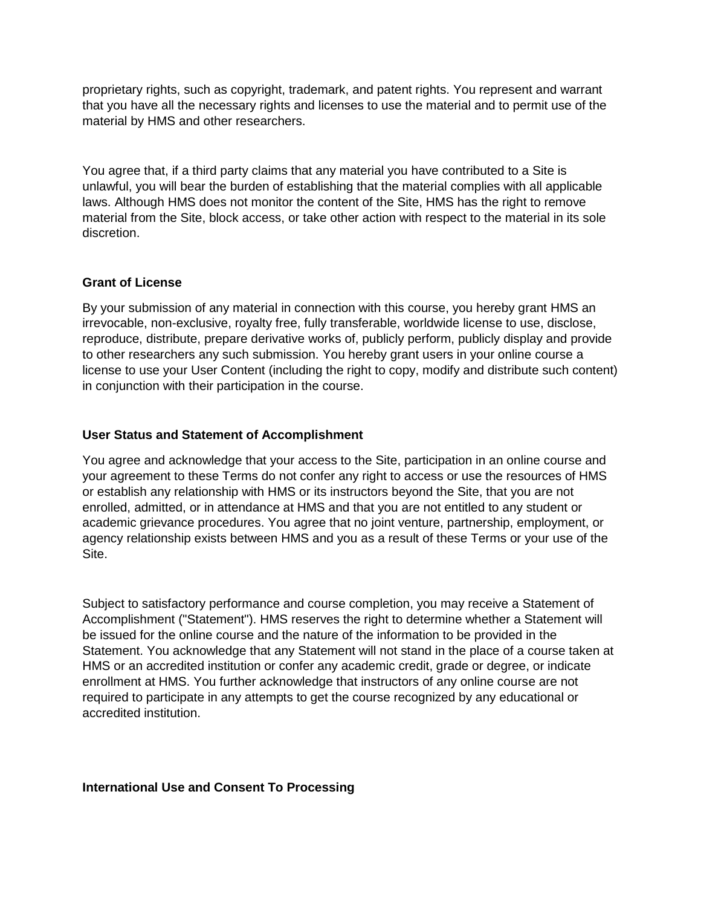proprietary rights, such as copyright, trademark, and patent rights. You represent and warrant that you have all the necessary rights and licenses to use the material and to permit use of the material by HMS and other researchers.

You agree that, if a third party claims that any material you have contributed to a Site is unlawful, you will bear the burden of establishing that the material complies with all applicable laws. Although HMS does not monitor the content of the Site, HMS has the right to remove material from the Site, block access, or take other action with respect to the material in its sole discretion.

**Grant of License**

By your submission of any material in connection with this course, you hereby grant HMS an irrevocable, non-exclusive, royalty free, fully transferable, worldwide license to use, disclose, reproduce, distribute, prepare derivative works of, publicly perform, publicly display and provide to other researchers any such submission. You hereby grant users in your online course a license to use your User Content (including the right to copy, modify and distribute such content) in conjunction with their participation in the course.

**User Status and Statement of Accomplishment**

You agree and acknowledge that your access to the Site, participation in an online course and your agreement to these Terms do not confer any right to access or use the resources of HMS or establish any relationship with HMS or its instructors beyond the Site, that you are not enrolled, admitted, or in attendance at HMS and that you are not entitled to any student or academic grievance procedures. You agree that no joint venture, partnership, employment, or agency relationship exists between HMS and you as a result of these Terms or your use of the Site.

Subject to satisfactory performance and course completion, you may receive a Statement of Accomplishment ("Statement"). HMS reserves the right to determine whether a Statement will be issued for the online course and the nature of the information to be provided in the Statement. You acknowledge that any Statement will not stand in the place of a course taken at HMS or an accredited institution or confer any academic credit, grade or degree, or indicate enrollment at HMS. You further acknowledge that instructors of any online course are not required to participate in any attempts to get the course recognized by any educational or accredited institution.

**International Use and Consent To Processing**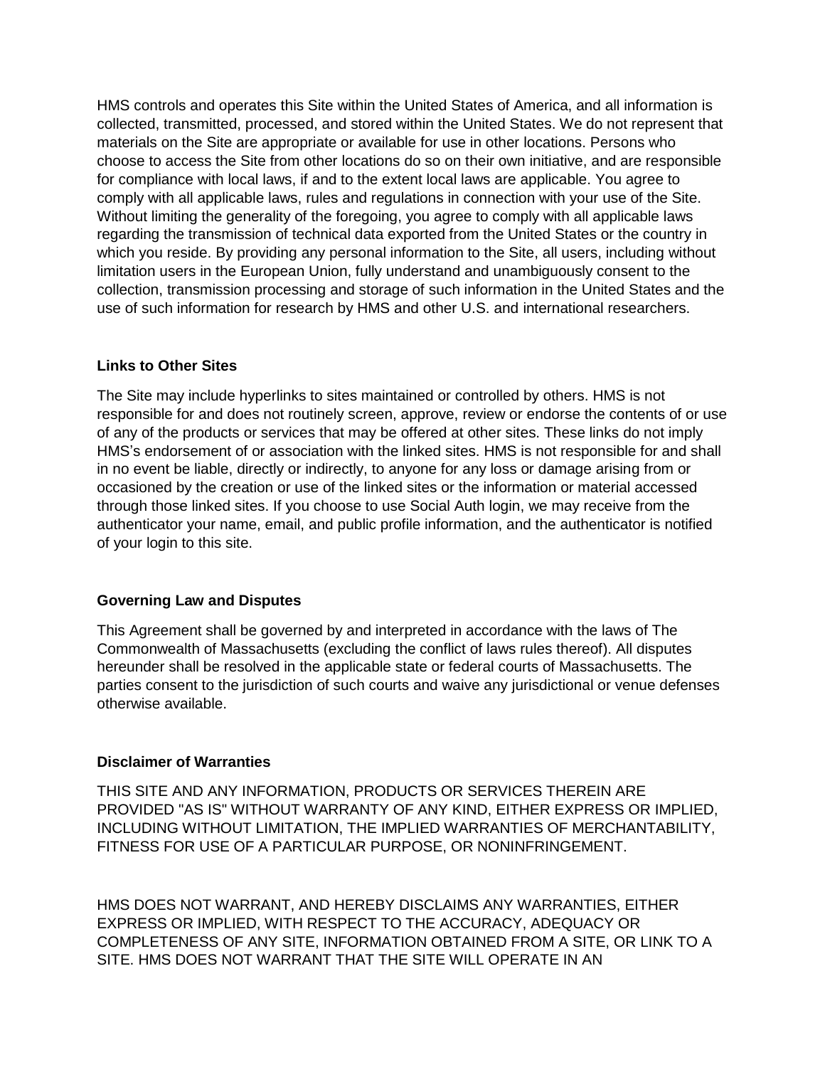HMS controls and operates this Site within the United States of America, and all information is collected, transmitted, processed, and stored within the United States. We do not represent that materials on the Site are appropriate or available for use in other locations. Persons who choose to access the Site from other locations do so on their own initiative, and are responsible for compliance with local laws, if and to the extent local laws are applicable. You agree to comply with all applicable laws, rules and regulations in connection with your use of the Site. Without limiting the generality of the foregoing, you agree to comply with all applicable laws regarding the transmission of technical data exported from the United States or the country in which you reside. By providing any personal information to the Site, all users, including without limitation users in the European Union, fully understand and unambiguously consent to the collection, transmission processing and storage of such information in the United States and the use of such information for research by HMS and other U.S. and international researchers.

**Links to Other Sites**

The Site may include hyperlinks to sites maintained or controlled by others. HMS is not responsible for and does not routinely screen, approve, review or endorse the contents of or use of any of the products or services that may be offered at other sites. These links do not imply HMS's endorsement of or association with the linked sites. HMS is not responsible for and shall in no event be liable, directly or indirectly, to anyone for any loss or damage arising from or occasioned by the creation or use of the linked sites or the information or material accessed through those linked sites. If you choose to use Social Auth login, we may receive from the authenticator your name, email, and public profile information, and the authenticator is notified of your login to this site.

**Governing Law and Disputes**

This Agreement shall be governed by and interpreted in accordance with the laws of The Commonwealth of Massachusetts (excluding the conflict of laws rules thereof). All disputes hereunder shall be resolved in the applicable state or federal courts of Massachusetts. The parties consent to the jurisdiction of such courts and waive any jurisdictional or venue defenses otherwise available.

**Disclaimer of Warranties**

THIS SITE AND ANY INFORMATION, PRODUCTS OR SERVICES THEREIN ARE PROVIDED "AS IS" WITHOUT WARRANTY OF ANY KIND, EITHER EXPRESS OR IMPLIED, INCLUDING WITHOUT LIMITATION, THE IMPLIED WARRANTIES OF MERCHANTABILITY, FITNESS FOR USE OF A PARTICULAR PURPOSE, OR NONINFRINGEMENT.

HMS DOES NOT WARRANT, AND HEREBY DISCLAIMS ANY WARRANTIES, EITHER EXPRESS OR IMPLIED, WITH RESPECT TO THE ACCURACY, ADEQUACY OR COMPLETENESS OF ANY SITE, INFORMATION OBTAINED FROM A SITE, OR LINK TO A SITE. HMS DOES NOT WARRANT THAT THE SITE WILL OPERATE IN AN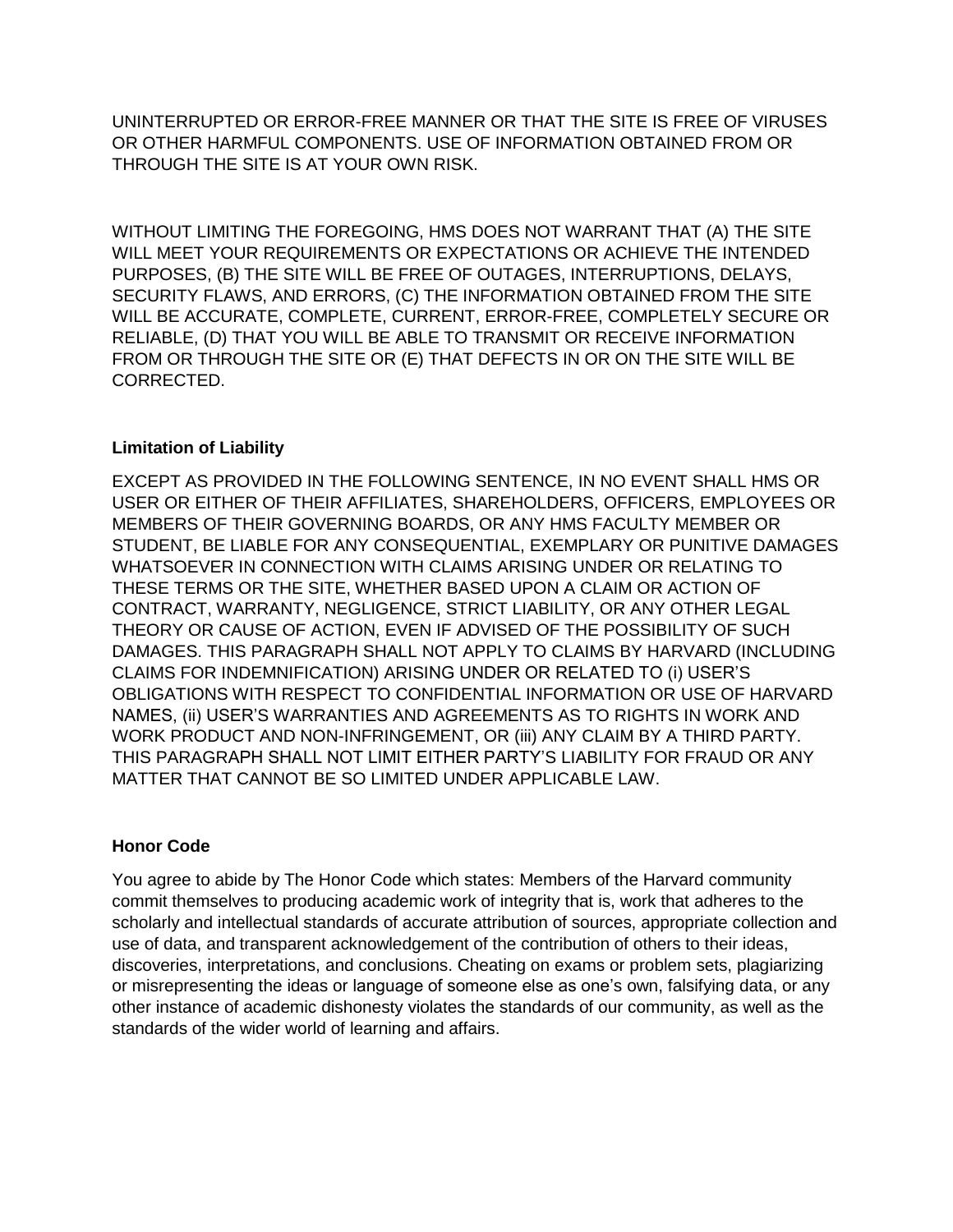UNINTERRUPTED OR ERROR-FREE MANNER OR THAT THE SITE IS FREE OF VIRUSES OR OTHER HARMFUL COMPONENTS. USE OF INFORMATION OBTAINED FROM OR THROUGH THE SITE IS AT YOUR OWN RISK.

WITHOUT LIMITING THE FOREGOING, HMS DOES NOT WARRANT THAT (A) THE SITE WILL MEET YOUR REQUIREMENTS OR EXPECTATIONS OR ACHIEVE THE INTENDED PURPOSES, (B) THE SITE WILL BE FREE OF OUTAGES, INTERRUPTIONS, DELAYS, SECURITY FLAWS, AND ERRORS, (C) THE INFORMATION OBTAINED FROM THE SITE WILL BE ACCURATE, COMPLETE, CURRENT, ERROR-FREE, COMPLETELY SECURE OR RELIABLE, (D) THAT YOU WILL BE ABLE TO TRANSMIT OR RECEIVE INFORMATION FROM OR THROUGH THE SITE OR (E) THAT DEFECTS IN OR ON THE SITE WILL BE CORRECTED.

**Limitation of Liability**

EXCEPT AS PROVIDED IN THE FOLLOWING SENTENCE, IN NO EVENT SHALL HMS OR USER OR EITHER OF THEIR AFFILIATES, SHAREHOLDERS, OFFICERS, EMPLOYEES OR MEMBERS OF THEIR GOVERNING BOARDS, OR ANY HMS FACULTY MEMBER OR STUDENT, BE LIABLE FOR ANY CONSEQUENTIAL, EXEMPLARY OR PUNITIVE DAMAGES WHATSOEVER IN CONNECTION WITH CLAIMS ARISING UNDER OR RELATING TO THESE TERMS OR THE SITE, WHETHER BASED UPON A CLAIM OR ACTION OF CONTRACT, WARRANTY, NEGLIGENCE, STRICT LIABILITY, OR ANY OTHER LEGAL THEORY OR CAUSE OF ACTION, EVEN IF ADVISED OF THE POSSIBILITY OF SUCH DAMAGES. THIS PARAGRAPH SHALL NOT APPLY TO CLAIMS BY HARVARD (INCLUDING CLAIMS FOR INDEMNIFICATION) ARISING UNDER OR RELATED TO (i) USER'S OBLIGATIONS WITH RESPECT TO CONFIDENTIAL INFORMATION OR USE OF HARVARD NAMES, (ii) USER'S WARRANTIES AND AGREEMENTS AS TO RIGHTS IN WORK AND WORK PRODUCT AND NON-INFRINGEMENT, OR (iii) ANY CLAIM BY A THIRD PARTY. THIS PARAGRAPH SHALL NOT LIMIT EITHER PARTY'S LIABILITY FOR FRAUD OR ANY MATTER THAT CANNOT BE SO LIMITED UNDER APPLICABLE LAW.

**Honor Code**

You agree to abide by The Honor Code which states: Members of the Harvard community commit themselves to producing academic work of integrity that is, work that adheres to the scholarly and intellectual standards of accurate attribution of sources, appropriate collection and use of data, and transparent acknowledgement of the contribution of others to their ideas, discoveries, interpretations, and conclusions. Cheating on exams or problem sets, plagiarizing or misrepresenting the ideas or language of someone else as one's own, falsifying data, or any other instance of academic dishonesty violates the standards of our community, as well as the standards of the wider world of learning and affairs.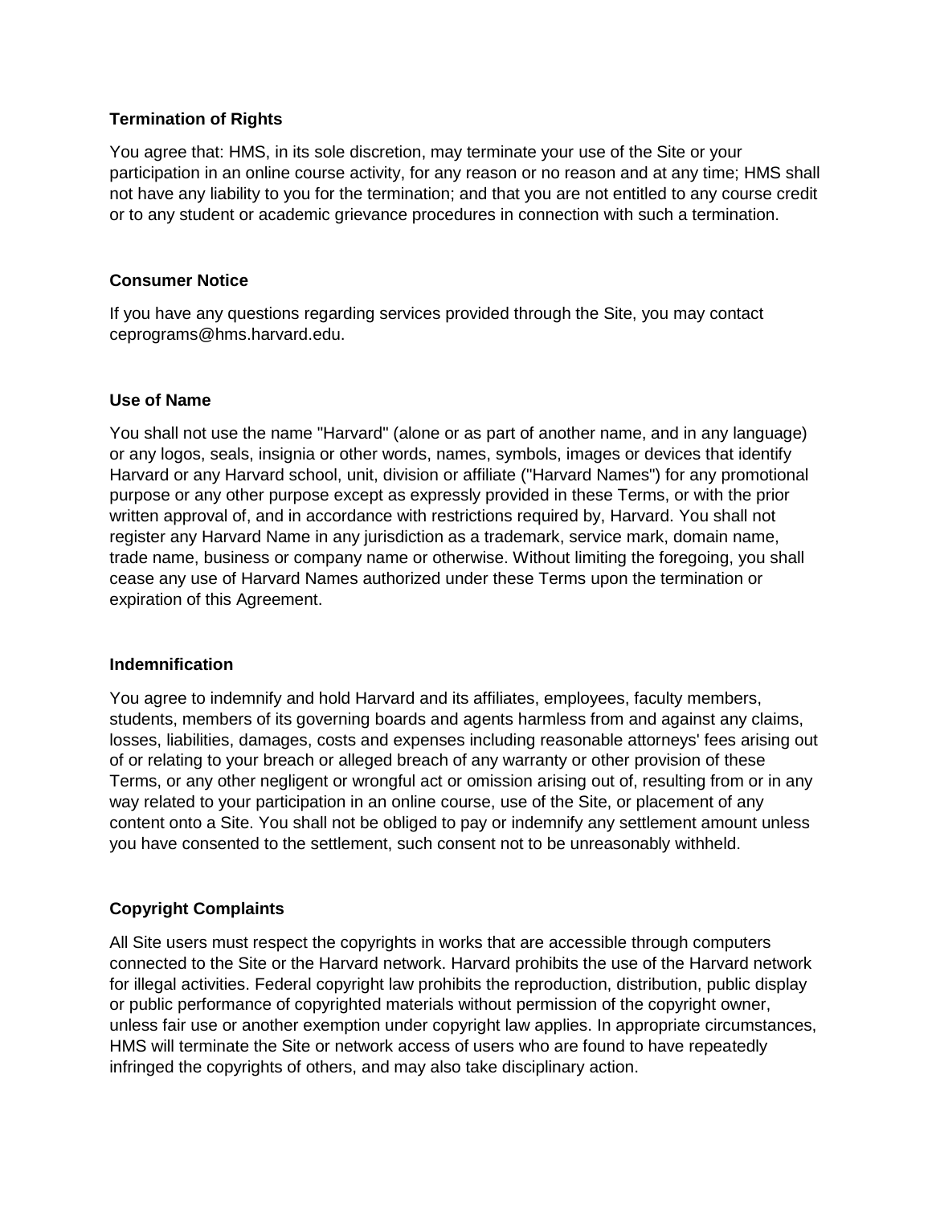**Termination of Rights**

You agree that: HMS, in its sole discretion, may terminate your use of the Site or your participation in an online course activity, for any reason or no reason and at any time; HMS shall not have any liability to you for the termination; and that you are not entitled to any course credit or to any student or academic grievance procedures in connection with such a termination.

**Consumer Notice**

If you have any questions regarding services provided through the Site, you may contact ceprograms@hms.harvard.edu.

**Use of Name**

You shall not use the name "Harvard" (alone or as part of another name, and in any language) or any logos, seals, insignia or other words, names, symbols, images or devices that identify Harvard or any Harvard school, unit, division or affiliate ("Harvard Names") for any promotional purpose or any other purpose except as expressly provided in these Terms, or with the prior written approval of, and in accordance with restrictions required by, Harvard. You shall not register any Harvard Name in any jurisdiction as a trademark, service mark, domain name, trade name, business or company name or otherwise. Without limiting the foregoing, you shall cease any use of Harvard Names authorized under these Terms upon the termination or expiration of this Agreement.

**Indemnification**

You agree to indemnify and hold Harvard and its affiliates, employees, faculty members, students, members of its governing boards and agents harmless from and against any claims, losses, liabilities, damages, costs and expenses including reasonable attorneys' fees arising out of or relating to your breach or alleged breach of any warranty or other provision of these Terms, or any other negligent or wrongful act or omission arising out of, resulting from or in any way related to your participation in an online course, use of the Site, or placement of any content onto a Site. You shall not be obliged to pay or indemnify any settlement amount unless you have consented to the settlement, such consent not to be unreasonably withheld.

**Copyright Complaints**

All Site users must respect the copyrights in works that are accessible through computers connected to the Site or the Harvard network. Harvard prohibits the use of the Harvard network for illegal activities. Federal copyright law prohibits the reproduction, distribution, public display or public performance of copyrighted materials without permission of the copyright owner, unless fair use or another exemption under copyright law applies. In appropriate circumstances, HMS will terminate the Site or network access of users who are found to have repeatedly infringed the copyrights of others, and may also take disciplinary action.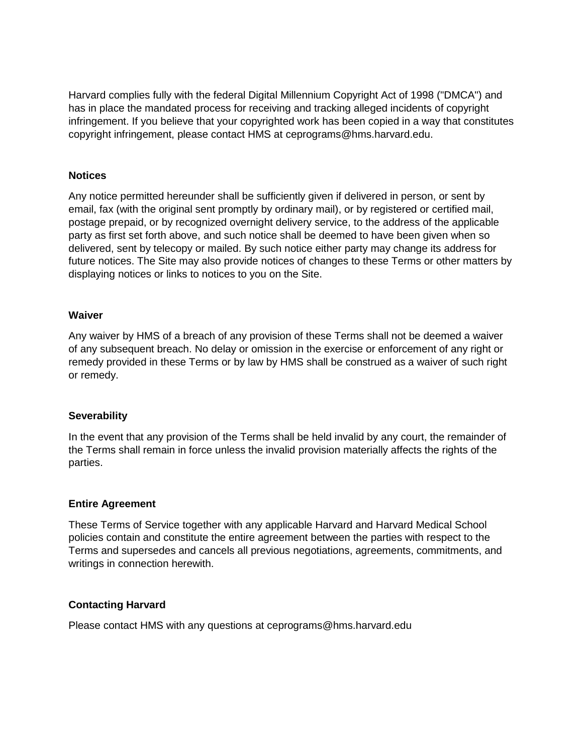Harvard complies fully with the federal Digital Millennium Copyright Act of 1998 ("DMCA") and has in place the mandated process for receiving and tracking alleged incidents of copyright infringement. If you believe that your copyrighted work has been copied in a way that constitutes copyright infringement, please contact HMS at ceprograms@hms.harvard.edu.

**Notices**

Any notice permitted hereunder shall be sufficiently given if delivered in person, or sent by email, fax (with the original sent promptly by ordinary mail), or by registered or certified mail, postage prepaid, or by recognized overnight delivery service, to the address of the applicable party as first set forth above, and such notice shall be deemed to have been given when so delivered, sent by telecopy or mailed. By such notice either party may change its address for future notices. The Site may also provide notices of changes to these Terms or other matters by displaying notices or links to notices to you on the Site.

**Waiver**

Any waiver by HMS of a breach of any provision of these Terms shall not be deemed a waiver of any subsequent breach. No delay or omission in the exercise or enforcement of any right or remedy provided in these Terms or by law by HMS shall be construed as a waiver of such right or remedy.

**Severability**

In the event that any provision of the Terms shall be held invalid by any court, the remainder of the Terms shall remain in force unless the invalid provision materially affects the rights of the parties.

**Entire Agreement**

These Terms of Service together with any applicable Harvard and Harvard Medical School policies contain and constitute the entire agreement between the parties with respect to the Terms and supersedes and cancels all previous negotiations, agreements, commitments, and writings in connection herewith.

**Contacting Harvard**

Please contact HMS with any questions at ceprograms@hms.harvard.edu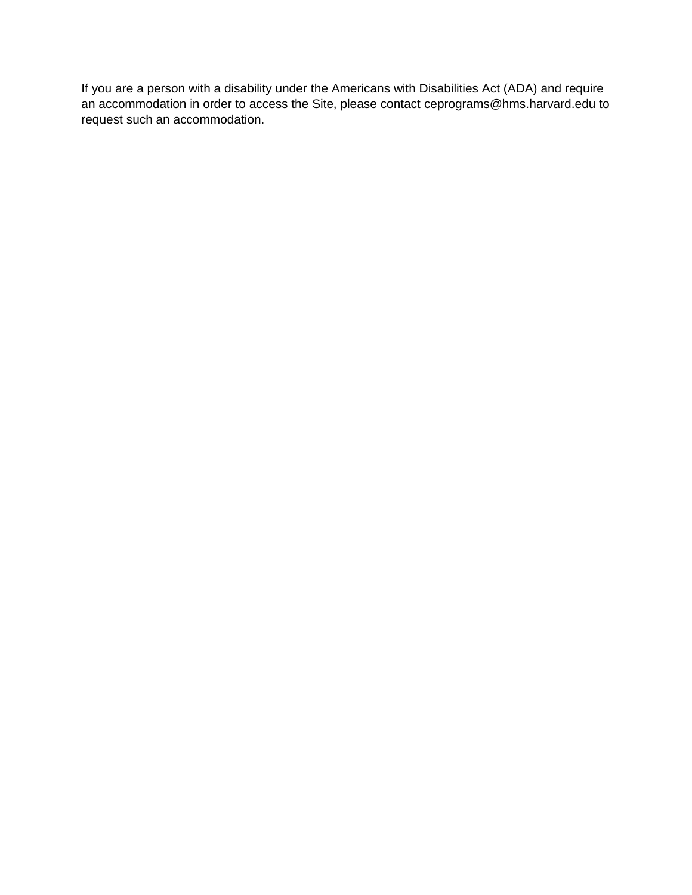If you are a person with a disability under the Americans with Disabilities Act (ADA) and require an accommodation in order to access the Site, please contact ceprograms@hms.harvard.edu to request such an accommodation.